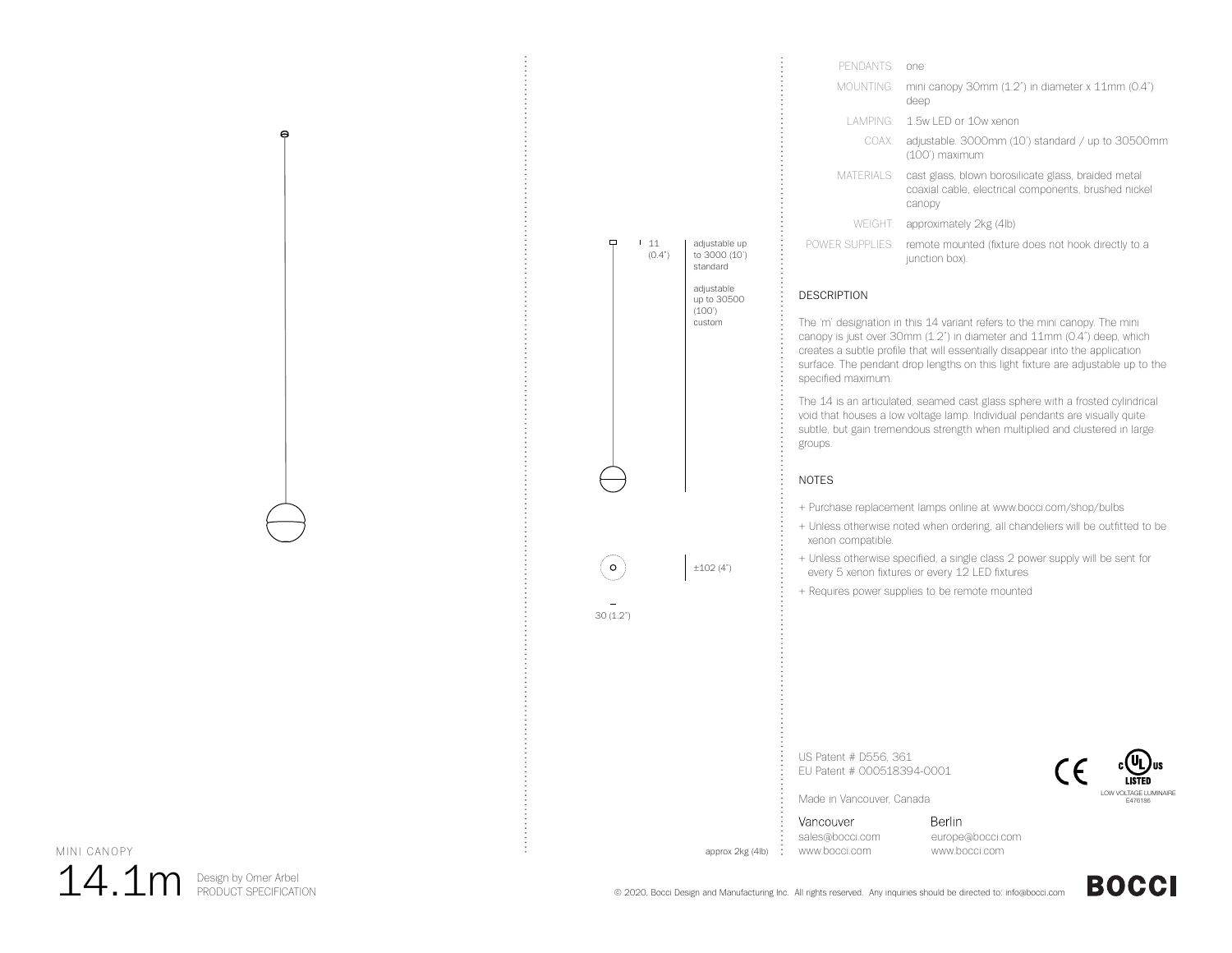| | |
|---|---|
| PENDANTS: | one |
| MOUNTING: | mini canopy 30mm (1.2") in diameter x 11mm (0.4") deep |
| LAMPING: | 1.5w LED or 10w xenon |
| COAX: | adjustable. 3000mm (10') standard / up to 30500mm (100') maximum |
| MATERIALS: | cast glass, blown borosilicate glass, braided metal coaxial cable, electrical components, brushed nickel canopy |
| WEIGHT: | approximately 2kg (4lb) |
| POWER SUPPLIES: | remote mounted (fixture does not hook directly to a junction box). |

11 (0.4")

adjustable up to 3000 (10') standard

adjustable up to 30500 (100') custom

±102 (4")

30 (1.2")

approx 2kg (4lb)

## DESCRIPTION

The 'm' designation in this 14 variant refers to the mini canopy. The mini canopy is just over 30mm (1.2") in diameter and 11mm (0.4") deep, which creates a subtle profile that will essentially disappear into the application surface. The pendant drop lengths on this light fixture are adjustable up to the specified maximum.

The 14 is an articulated, seamed cast glass sphere with a frosted cylindrical void that houses a low voltage lamp. Individual pendants are visually quite subtle, but gain tremendous strength when multiplied and clustered in large groups.

## NOTES

+ Purchase replacement lamps online at www.bocci.com/shop/bulbs
+ Unless otherwise noted when ordering, all chandeliers will be outfitted to be xenon compatible.
+ Unless otherwise specified, a single class 2 power supply will be sent for every 5 xenon fixtures or every 12 LED fixtures
+ Requires power supplies to be remote mounted

US Patent # D556, 361
EU Patent # 000518394-0001

Made in Vancouver, Canada

LOW VOLTAGE LUMINAIRE E476186

Vancouver
sales@bocci.com
www.bocci.com

Berlin
europe@bocci.com
www.bocci.com

MINI CANOPY

# 14.1m

Design by Omer Arbel
PRODUCT SPECIFICATION

© 2020, Bocci Design and Manufacturing Inc. All rights reserved. Any inquiries should be directed to: info@bocci.com

BOCCI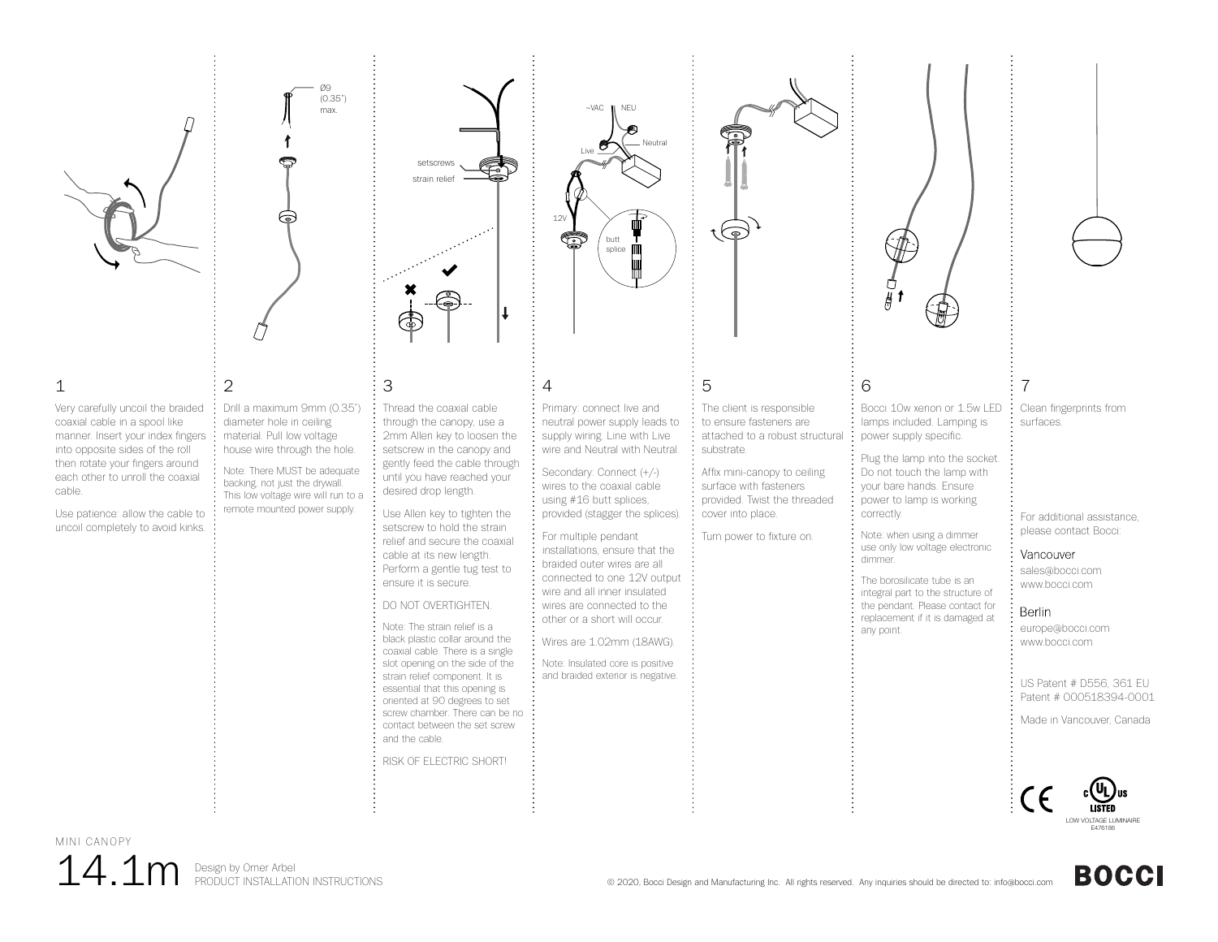## 1

Very carefully uncoil the braided coaxial cable in a spool like manner. Insert your index fingers into opposite sides of the roll then rotate your fingers around each other to unroll the coaxial cable.

Use patience: allow the cable to uncoil completely to avoid kinks.

## 2

Ø9 (0.35") max.

Drill a maximum 9mm (0.35") diameter hole in ceiling material. Pull low voltage house wire through the hole.

Note: There MUST be adequate backing, not just the drywall. This low voltage wire will run to a remote mounted power supply.

## 3

setscrews

strain relief

Thread the coaxial cable through the canopy, use a 2mm Allen key to loosen the setscrew in the canopy and gently feed the cable through until you have reached your desired drop length.

Use Allen key to tighten the setscrew to hold the strain relief and secure the coaxial cable at its new length. Perform a gentle tug test to ensure it is secure.

DO NOT OVERTIGHTEN.

Note: The strain relief is a black plastic collar around the coaxial cable. There is a single slot opening on the side of the strain relief component. It is essential that this opening is oriented at 90 degrees to set screw chamber. There can be no contact between the set screw and the cable.

RISK OF ELECTRIC SHORT!

## 4

~VAC NEU

Live

Neutral

12V

butt splice

Primary: connect live and neutral power supply leads to supply wiring. Line with Live wire and Neutral with Neutral.

Secondary: Connect (+/-) wires to the coaxial cable using #16 butt splices, provided (stagger the splices).

For multiple pendant installations, ensure that the braided outer wires are all connected to one 12V output wire and all inner insulated wires are connected to the other or a short will occur.

Wires are 1.02mm (18AWG).

Note: Insulated core is positive and braided exterior is negative.

## 5

The client is responsible to ensure fasteners are attached to a robust structural substrate.

Affix mini-canopy to ceiling surface with fasteners provided. Twist the threaded cover into place.

Turn power to fixture on.

## 6

Bocci 10w xenon or 1.5w LED lamps included. Lamping is power supply specific.

Plug the lamp into the socket. Do not touch the lamp with your bare hands. Ensure power to lamp is working correctly.

Note: when using a dimmer use only low voltage electronic dimmer.

The borosilicate tube is an integral part to the structure of the pendant. Please contact for replacement if it is damaged at any point.

## 7

Clean fingerprints from surfaces.

For additional assistance, please contact Bocci:

Vancouver
sales@bocci.com
www.bocci.com

Berlin
europe@bocci.com
www.bocci.com

US Patent # D556, 361 EU Patent # 000518394-0001

Made in Vancouver, Canada

CE c UL us LISTED LOW VOLTAGE LUMINAIRE E476186

MINI CANOPY

# 14.1m

Design by Omer Arbel
PRODUCT INSTALLATION INSTRUCTIONS

© 2020, Bocci Design and Manufacturing Inc. All rights reserved. Any inquiries should be directed to: info@bocci.com

BOCCI